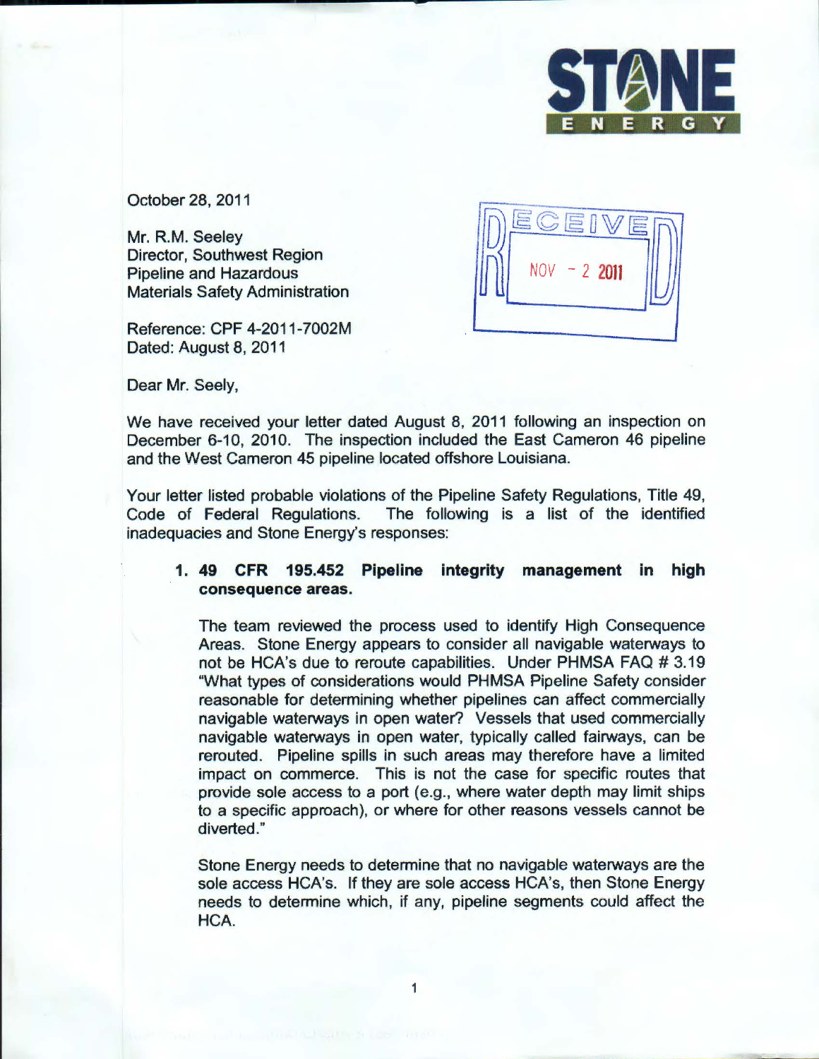STONE ENERGY

October 28, 2011

Mr. R.M. Seeley
Director, Southwest Region
Pipeline and Hazardous
Materials Safety Administration

RECEIVED NOV - 2 2011

Reference: CPF 4-2011-7002M
Dated: August 8, 2011

Dear Mr. Seely,

We have received your letter dated August 8, 2011 following an inspection on December 6-10, 2010. The inspection included the East Cameron 46 pipeline and the West Cameron 45 pipeline located offshore Louisiana.

Your letter listed probable violations of the Pipeline Safety Regulations, Title 49, Code of Federal Regulations. The following is a list of the identified inadequacies and Stone Energy's responses:

1. **49 CFR 195.452 Pipeline integrity management in high consequence areas.**

   The team reviewed the process used to identify High Consequence Areas. Stone Energy appears to consider all navigable waterways to not be HCA's due to reroute capabilities. Under PHMSA FAQ # 3.19 "What types of considerations would PHMSA Pipeline Safety consider reasonable for determining whether pipelines can affect commercially navigable waterways in open water? Vessels that used commercially navigable waterways in open water, typically called fairways, can be rerouted. Pipeline spills in such areas may therefore have a limited impact on commerce. This is not the case for specific routes that provide sole access to a port (e.g., where water depth may limit ships to a specific approach), or where for other reasons vessels cannot be diverted."

   Stone Energy needs to determine that no navigable waterways are the sole access HCA's. If they are sole access HCA's, then Stone Energy needs to determine which, if any, pipeline segments could affect the HCA.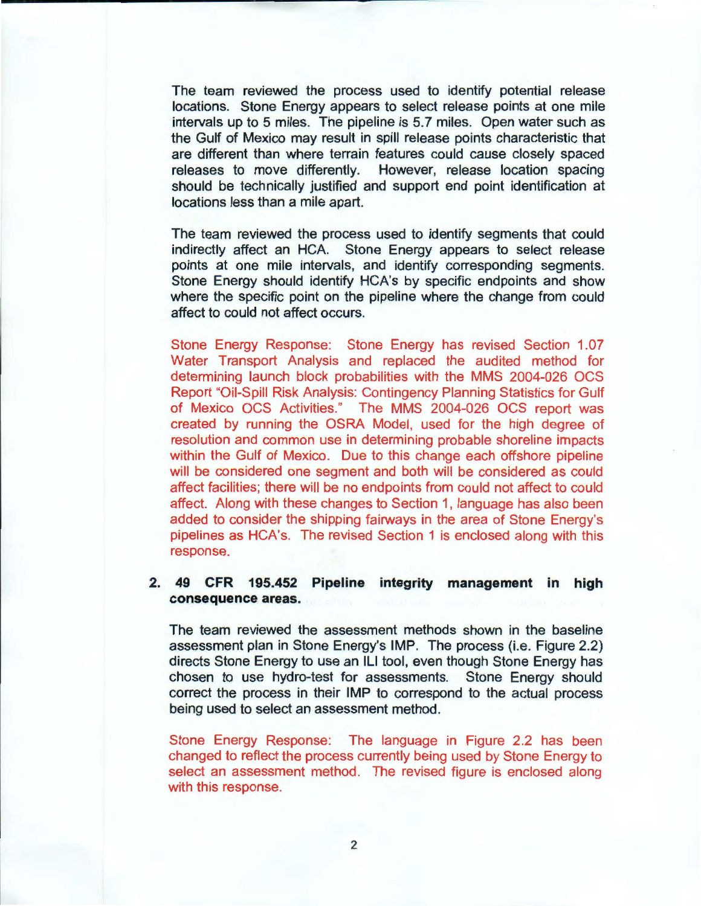The team reviewed the process used to identify potential release locations. Stone Energy appears to select release points at one mile intervals up to 5 miles. The pipeline is 5.7 miles. Open water such as the Gulf of Mexico may result in spill release points characteristic that are different than where terrain features could cause closely spaced releases to move differently. However, release location spacing should be technically justified and support end point identification at locations less than a mile apart.

The team reviewed the process used to identify segments that could indirectly affect an HCA. Stone Energy appears to select release points at one mile intervals, and identify corresponding segments. Stone Energy should identify HCA's by specific endpoints and show where the specific point on the pipeline where the change from could affect to could not affect occurs.

Stone Energy Response: Stone Energy has revised Section 1.07 Water Transport Analysis and replaced the audited method for determining launch block probabilities with the MMS 2004-026 OCS Report "Oil-Spill Risk Analysis: Contingency Planning Statistics for Gulf of Mexico OCS Activities." The MMS 2004-026 OCS report was created by running the OSRA Model, used for the high degree of resolution and common use in determining probable shoreline impacts within the Gulf of Mexico. Due to this change each offshore pipeline will be considered one segment and both will be considered as could affect facilities; there will be no endpoints from could not affect to could affect. Along with these changes to Section 1, language has also been added to consider the shipping fairways in the area of Stone Energy's pipelines as HCA's. The revised Section 1 is enclosed along with this response.

**2. 49 CFR 195.452 Pipeline integrity management in high consequence areas.**

The team reviewed the assessment methods shown in the baseline assessment plan in Stone Energy's IMP. The process (i.e. Figure 2.2) directs Stone Energy to use an ILI tool, even though Stone Energy has chosen to use hydro-test for assessments. Stone Energy should correct the process in their IMP to correspond to the actual process being used to select an assessment method.

Stone Energy Response: The language in Figure 2.2 has been changed to reflect the process currently being used by Stone Energy to select an assessment method. The revised figure is enclosed along with this response.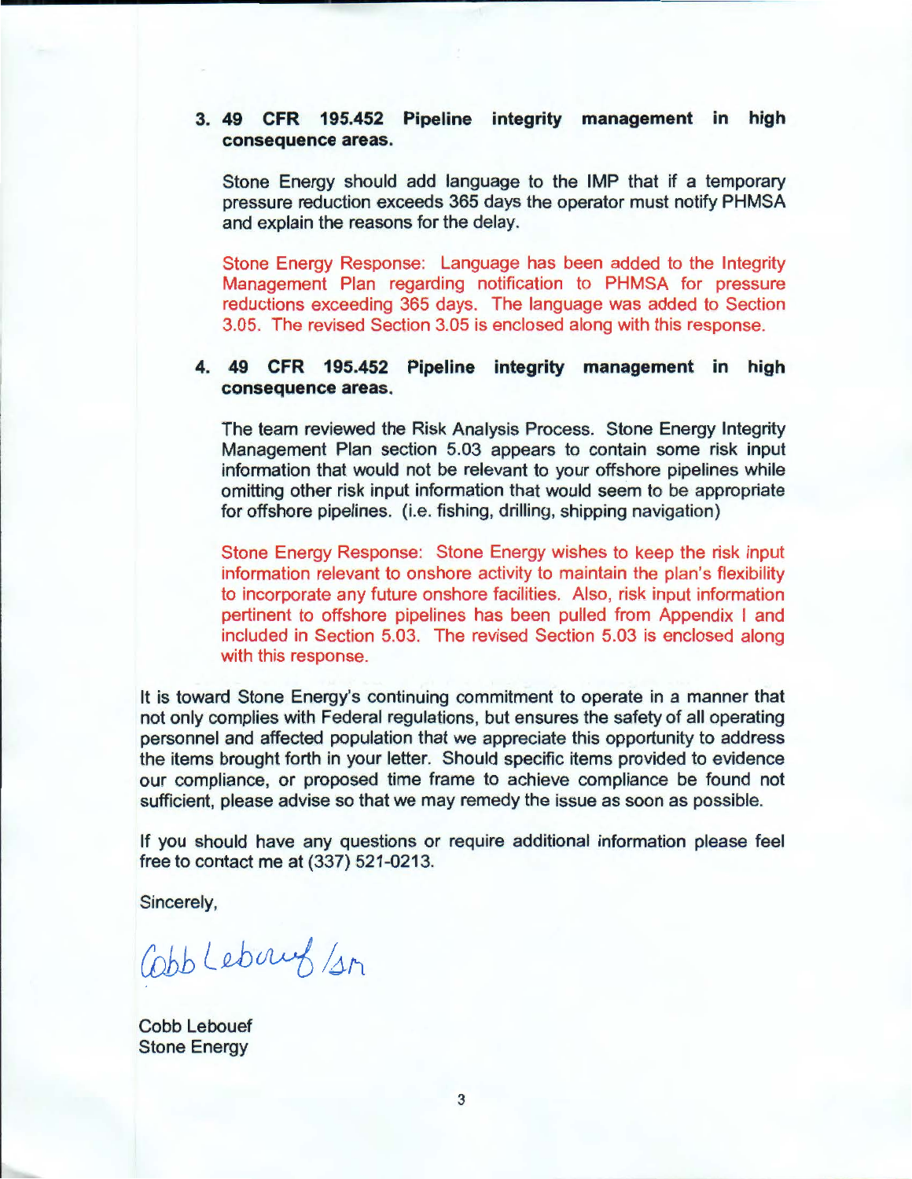3. **49 CFR 195.452 Pipeline integrity management in high consequence areas.**

   Stone Energy should add language to the IMP that if a temporary pressure reduction exceeds 365 days the operator must notify PHMSA and explain the reasons for the delay.

   Stone Energy Response: Language has been added to the Integrity Management Plan regarding notification to PHMSA for pressure reductions exceeding 365 days. The language was added to Section 3.05. The revised Section 3.05 is enclosed along with this response.

4. **49 CFR 195.452 Pipeline integrity management in high consequence areas.**

   The team reviewed the Risk Analysis Process. Stone Energy Integrity Management Plan section 5.03 appears to contain some risk input information that would not be relevant to your offshore pipelines while omitting other risk input information that would seem to be appropriate for offshore pipelines. (i.e. fishing, drilling, shipping navigation)

   Stone Energy Response: Stone Energy wishes to keep the risk input information relevant to onshore activity to maintain the plan's flexibility to incorporate any future onshore facilities. Also, risk input information pertinent to offshore pipelines has been pulled from Appendix I and included in Section 5.03. The revised Section 5.03 is enclosed along with this response.

It is toward Stone Energy's continuing commitment to operate in a manner that not only complies with Federal regulations, but ensures the safety of all operating personnel and affected population that we appreciate this opportunity to address the items brought forth in your letter. Should specific items provided to evidence our compliance, or proposed time frame to achieve compliance be found not sufficient, please advise so that we may remedy the issue as soon as possible.

If you should have any questions or require additional information please feel free to contact me at (337) 521-0213.

Sincerely,

Cobb Lebouef /sn

Cobb Lebouef
Stone Energy